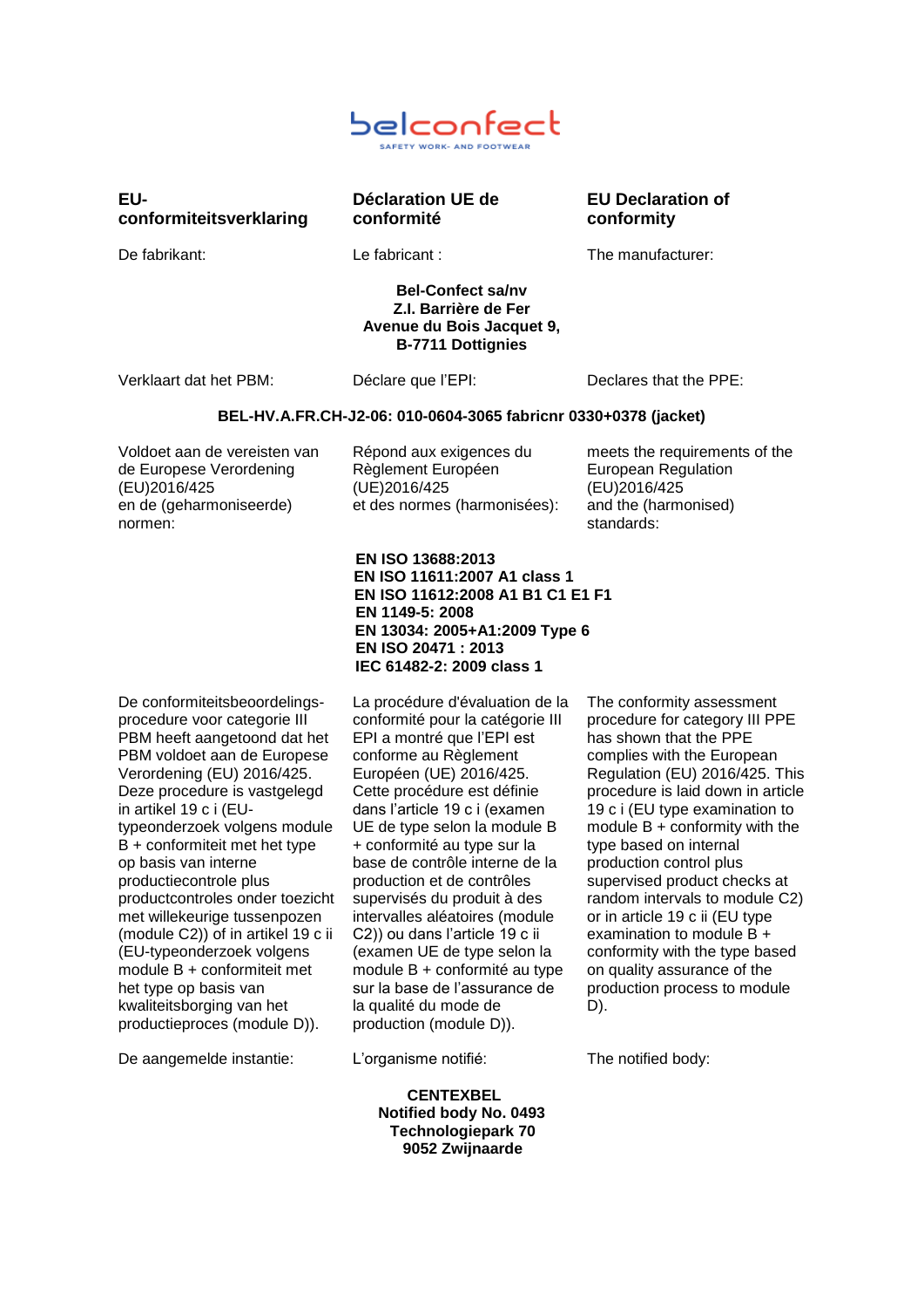belconfect
SAFETY WORK- AND FOOTWEAR

**EU-conformiteitsverklaring**

**Déclaration UE de conformité**

**EU Declaration of conformity**

De fabrikant:

Le fabricant :

The manufacturer:

**Bel-Confect sa/nv**
**Z.I. Barrière de Fer**
**Avenue du Bois Jacquet 9,**
**B-7711 Dottignies**

Verklaart dat het PBM:

Déclare que l'EPI:

Declares that the PPE:

**BEL-HV.A.FR.CH-J2-06: 010-0604-3065 fabricnr 0330+0378 (jacket)**

Voldoet aan de vereisten van de Europese Verordening (EU)2016/425 en de (geharmoniseerde) normen:

Répond aux exigences du Règlement Européen (UE)2016/425 et des normes (harmonisées):

meets the requirements of the European Regulation (EU)2016/425 and the (harmonised) standards:

**EN ISO 13688:2013**
**EN ISO 11611:2007 A1 class 1**
**EN ISO 11612:2008 A1 B1 C1 E1 F1**
**EN 1149-5: 2008**
**EN 13034: 2005+A1:2009 Type 6**
**EN ISO 20471 : 2013**
**IEC 61482-2: 2009 class 1**

De conformiteitsbeoordelingsprocedure voor categorie III PBM heeft aangetoond dat het PBM voldoet aan de Europese Verordening (EU) 2016/425. Deze procedure is vastgelegd in artikel 19 c i (EU-typeonderzoek volgens module B + conformiteit met het type op basis van interne productiecontrole plus productcontroles onder toezicht met willekeurige tussenpozen (module C2)) of in artikel 19 c ii (EU-typeonderzoek volgens module B + conformiteit met het type op basis van kwaliteitsborging van het productieproces (module D)).

La procédure d'évaluation de la conformité pour la catégorie III EPI a montré que l'EPI est conforme au Règlement Européen (UE) 2016/425. Cette procédure est définie dans l'article 19 c i (examen UE de type selon la module B + conformité au type sur la base de contrôle interne de la production et de contrôles supervisés du produit à des intervalles aléatoires (module C2)) ou dans l'article 19 c ii (examen UE de type selon la module B + conformité au type sur la base de l'assurance de la qualité du mode de production (module D)).

The conformity assessment procedure for category III PPE has shown that the PPE complies with the European Regulation (EU) 2016/425. This procedure is laid down in article 19 c i (EU type examination to module B + conformity with the type based on internal production control plus supervised product checks at random intervals to module C2) or in article 19 c ii (EU type examination to module B + conformity with the type based on quality assurance of the production process to module D).

De aangemelde instantie:

L'organisme notifié:

The notified body:

**CENTEXBEL**
**Notified body No. 0493**
**Technologiepark 70**
**9052 Zwijnaarde**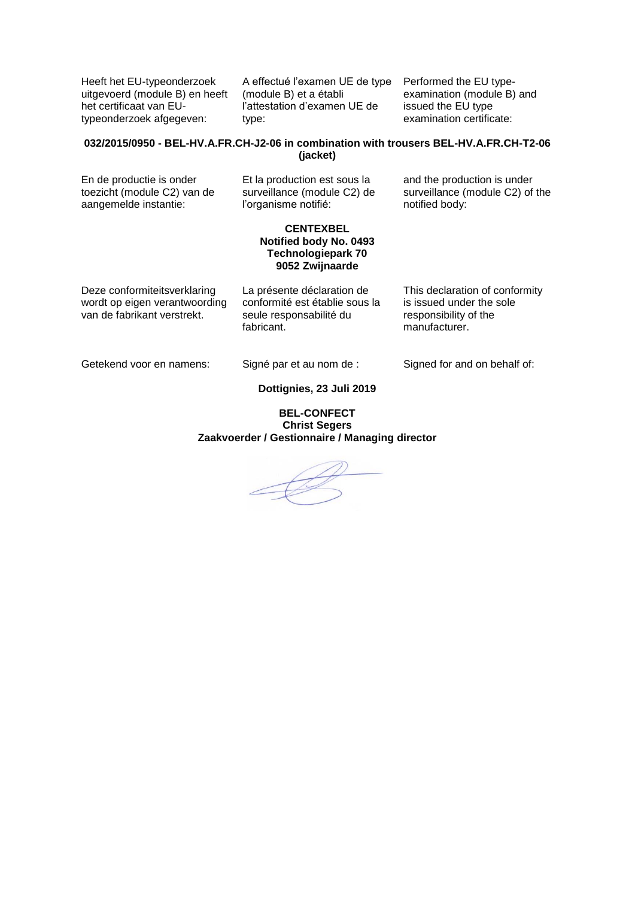Heeft het EU-typeonderzoek uitgevoerd (module B) en heeft het certificaat van EU-typeonderzoek afgegeven:

A effectué l'examen UE de type (module B) et a établi l'attestation d'examen UE de type:

Performed the EU type-examination (module B) and issued the EU type examination certificate:

**032/2015/0950 - BEL-HV.A.FR.CH-J2-06 in combination with trousers BEL-HV.A.FR.CH-T2-06 (jacket)**

En de productie is onder toezicht (module C2) van de aangemelde instantie:

Et la production est sous la surveillance (module C2) de l'organisme notifié:

and the production is under surveillance (module C2) of the notified body:

**CENTEXBEL**
**Notified body No. 0493**
**Technologiepark 70**
**9052 Zwijnaarde**

Deze conformiteitsverklaring wordt op eigen verantwoording van de fabrikant verstrekt.

La présente déclaration de conformité est établie sous la seule responsabilité du fabricant.

This declaration of conformity is issued under the sole responsibility of the manufacturer.

Getekend voor en namens:

Signé par et au nom de :

Signed for and on behalf of:

**Dottignies, 23 Juli 2019**

**BEL-CONFECT**
**Christ Segers**
**Zaakvoerder / Gestionnaire / Managing director**